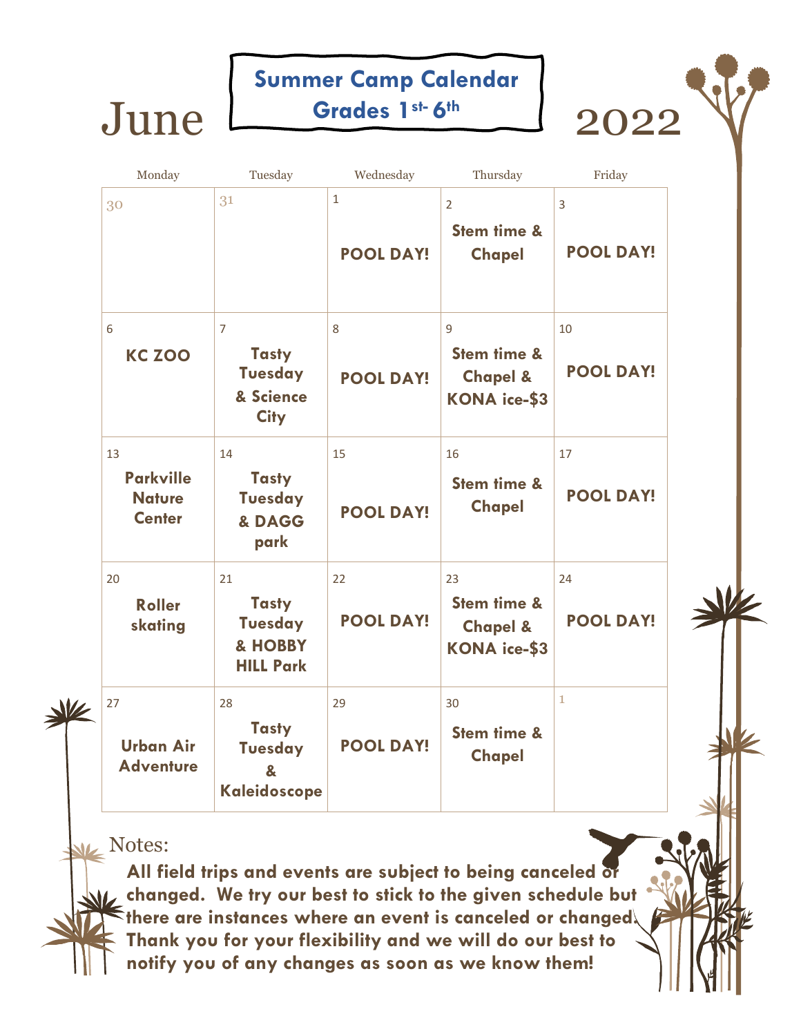# June 2022

## Summer Camp Calendar
## Grades 1st- 6th

| Monday | Tuesday | Wednesday | Thursday | Friday |
|---|---|---|---|---|
| 30 | 31 | 1<br>**POOL DAY!** | 2<br>**Stem time & Chapel** | 3<br>**POOL DAY!** |
| 6<br>**KC ZOO** | 7<br>**Tasty Tuesday & Science City** | 8<br>**POOL DAY!** | 9<br>**Stem time & Chapel & KONA ice-$3** | 10<br>**POOL DAY!** |
| 13<br>**Parkville Nature Center** | 14<br>**Tasty Tuesday & DAGG park** | 15<br>**POOL DAY!** | 16<br>**Stem time & Chapel** | 17<br>**POOL DAY!** |
| 20<br>**Roller skating** | 21<br>**Tasty Tuesday & HOBBY HILL Park** | 22<br>**POOL DAY!** | 23<br>**Stem time & Chapel & KONA ice-$3** | 24<br>**POOL DAY!** |
| 27<br>**Urban Air Adventure** | 28<br>**Tasty Tuesday & Kaleidoscope** | 29<br>**POOL DAY!** | 30<br>**Stem time & Chapel** | 1 |

Notes:

**All field trips and events are subject to being canceled or changed. We try our best to stick to the given schedule but there are instances where an event is canceled or changed. Thank you for your flexibility and we will do our best to notify you of any changes as soon as we know them!**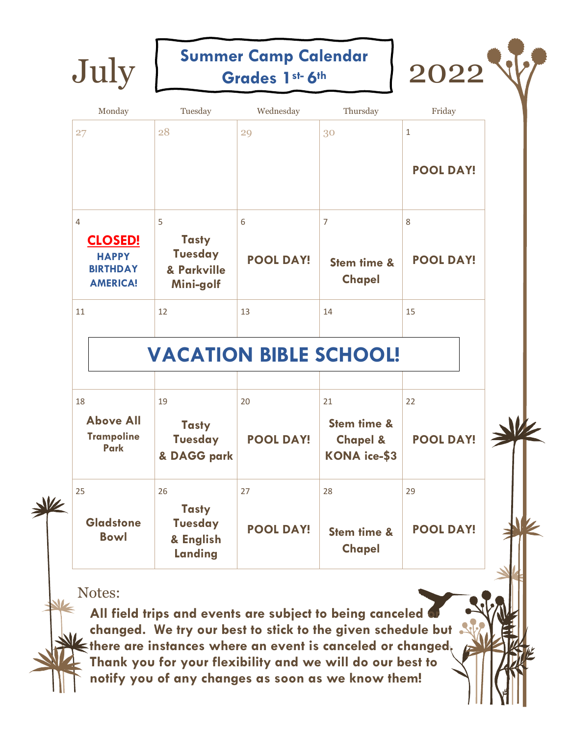# July — Summer Camp Calendar — 2022

## Grades 1st- 6th

| Monday | Tuesday | Wednesday | Thursday | Friday |
|---|---|---|---|---|
| 27 | 28 | 29 | 30 | 1<br>**POOL DAY!** |
| 4<br>**CLOSED!**<br>**HAPPY BIRTHDAY AMERICA!** | 5<br>**Tasty Tuesday & Parkville Mini-golf** | 6<br>**POOL DAY!** | 7<br>**Stem time & Chapel** | 8<br>**POOL DAY!** |
| 11<br>**VACATION BIBLE SCHOOL!** | 12 | 13 | 14 | 15 |
| 18<br>**Above All Trampoline Park** | 19<br>**Tasty Tuesday & DAGG park** | 20<br>**POOL DAY!** | 21<br>**Stem time & Chapel & KONA ice-$3** | 22<br>**POOL DAY!** |
| 25<br>**Gladstone Bowl** | 26<br>**Tasty Tuesday & English Landing** | 27<br>**POOL DAY!** | 28<br>**Stem time & Chapel** | 29<br>**POOL DAY!** |

Notes:

**All field trips and events are subject to being canceled or changed. We try our best to stick to the given schedule but there are instances where an event is canceled or changed. Thank you for your flexibility and we will do our best to notify you of any changes as soon as we know them!**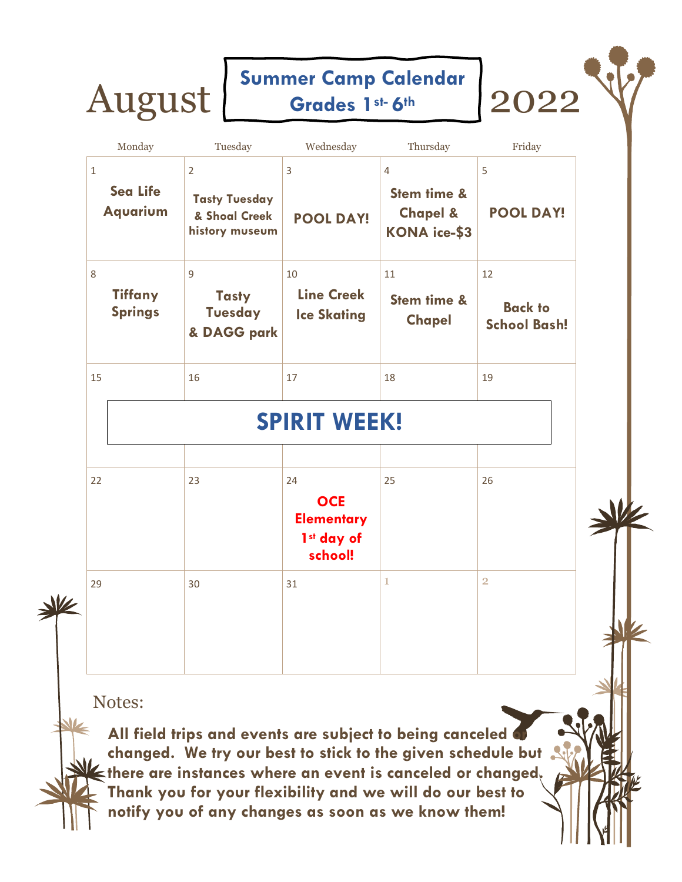# August — Summer Camp Calendar — Grades 1st- 6th — 2022

| Monday | Tuesday | Wednesday | Thursday | Friday |
|---|---|---|---|---|
| 1 **Sea Life Aquarium** | 2 **Tasty Tuesday & Shoal Creek history museum** | 3 **POOL DAY!** | 4 **Stem time & Chapel & KONA ice-$3** | 5 **POOL DAY!** |
| 8 **Tiffany Springs** | 9 **Tasty Tuesday & DAGG park** | 10 **Line Creek Ice Skating** | 11 **Stem time & Chapel** | 12 **Back to School Bash!** |
| 15 **SPIRIT WEEK!** | 16 | 17 | 18 | 19 |
| 22 | 23 | 24 **OCE Elementary 1st day of school!** | 25 | 26 |
| 29 | 30 | 31 | 1 | 2 |

Notes:

**All field trips and events are subject to being canceled or changed. We try our best to stick to the given schedule but there are instances where an event is canceled or changed. Thank you for your flexibility and we will do our best to notify you of any changes as soon as we know them!**